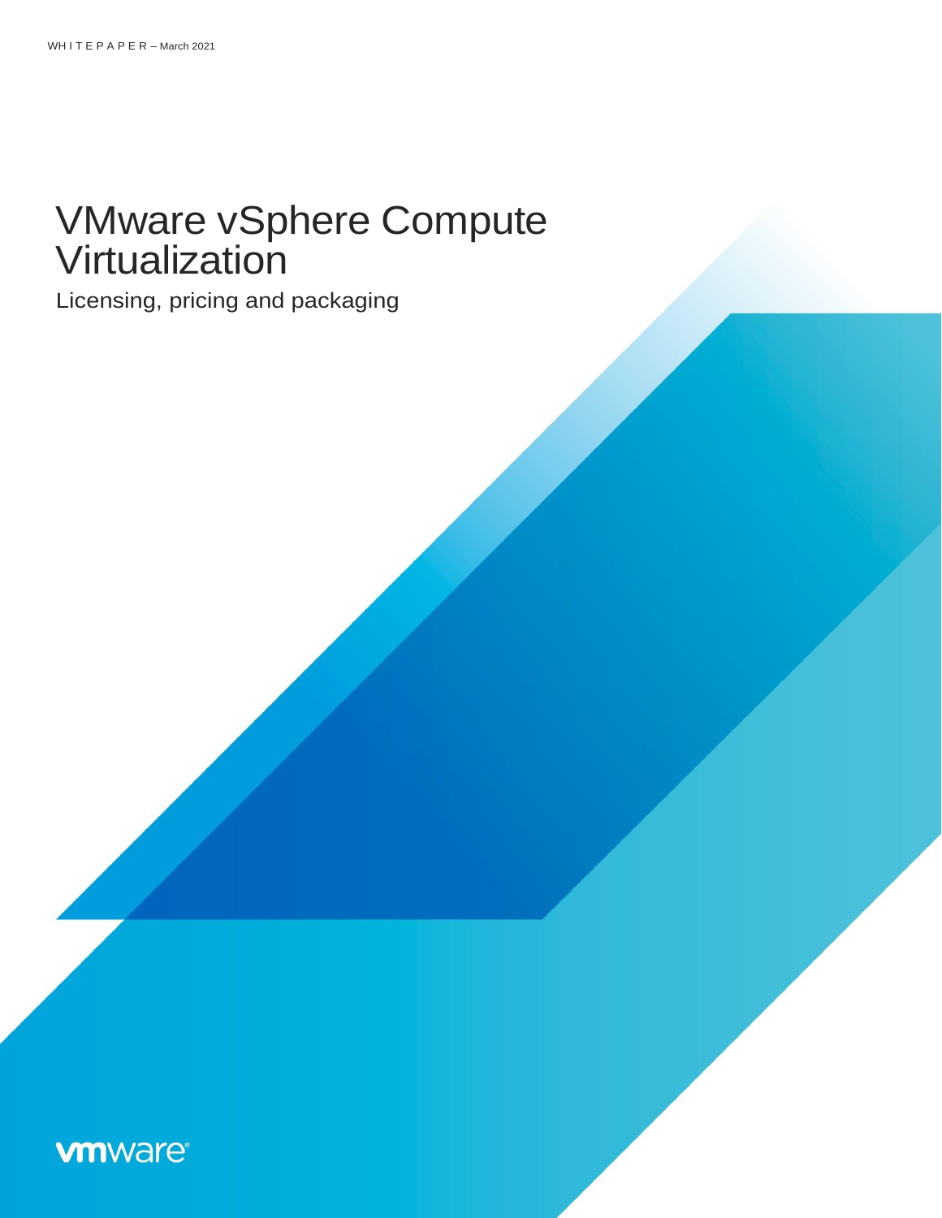WHITEPAPER – March 2021

# VMware vSphere Compute Virtualization

Licensing, pricing and packaging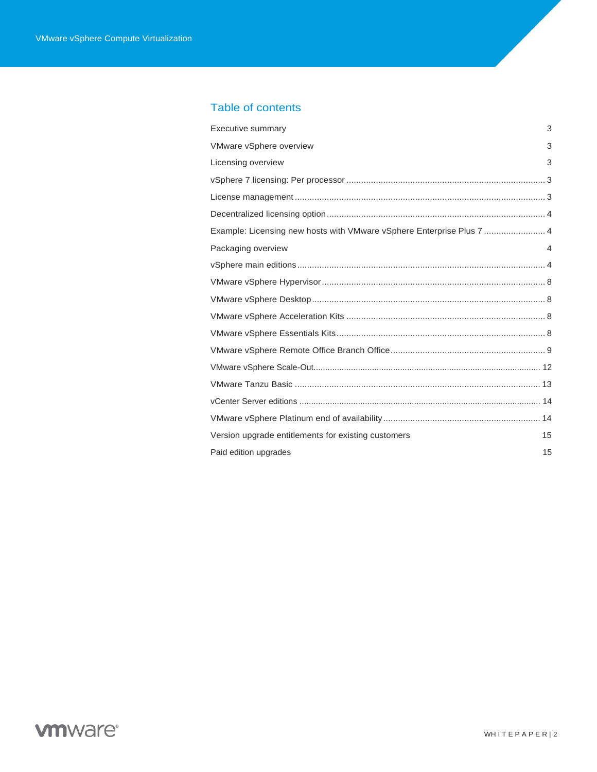## Table of contents

Executive summary 3

VMware vSphere overview 3

Licensing overview 3

vSphere 7 licensing: Per processor ................................................................................. 3

License management ...................................................................................................... 3

Decentralized licensing option ......................................................................................... 4

Example: Licensing new hosts with VMware vSphere Enterprise Plus 7 ......................... 4

Packaging overview 4

vSphere main editions ..................................................................................................... 4

VMware vSphere Hypervisor ........................................................................................... 8

VMware vSphere Desktop ............................................................................................... 8

VMware vSphere Acceleration Kits ................................................................................. 8

VMware vSphere Essentials Kits ..................................................................................... 8

VMware vSphere Remote Office Branch Office ............................................................... 9

VMware vSphere Scale-Out............................................................................................ 12

VMware Tanzu Basic ..................................................................................................... 13

vCenter Server editions .................................................................................................. 14

VMware vSphere Platinum end of availability ................................................................ 14

Version upgrade entitlements for existing customers 15

Paid edition upgrades 15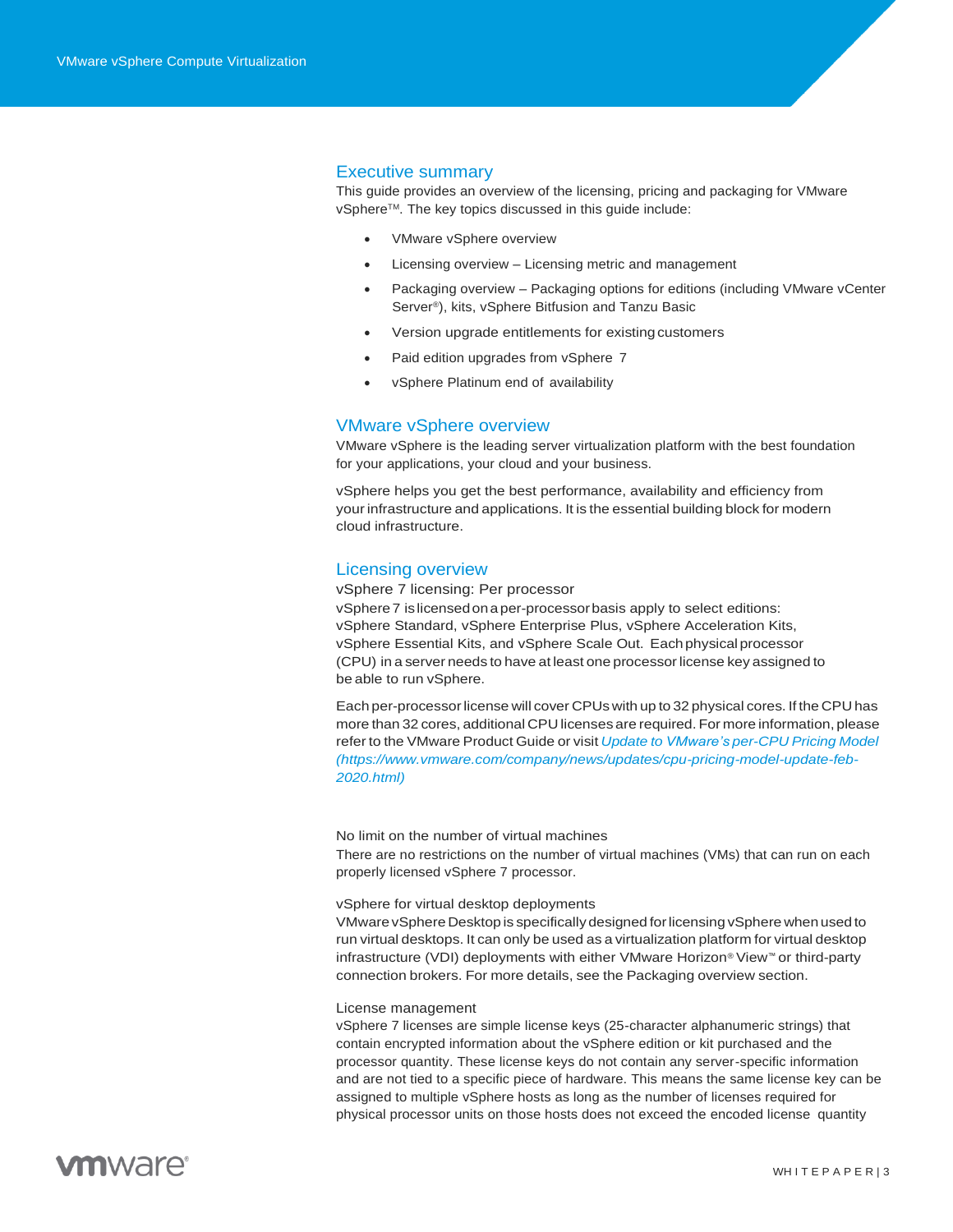## Executive summary

This guide provides an overview of the licensing, pricing and packaging for VMware vSphere™. The key topics discussed in this guide include:

- VMware vSphere overview
- Licensing overview – Licensing metric and management
- Packaging overview – Packaging options for editions (including VMware vCenter Server®), kits, vSphere Bitfusion and Tanzu Basic
- Version upgrade entitlements for existing customers
- Paid edition upgrades from vSphere 7
- vSphere Platinum end of availability

## VMware vSphere overview

VMware vSphere is the leading server virtualization platform with the best foundation for your applications, your cloud and your business.

vSphere helps you get the best performance, availability and efficiency from your infrastructure and applications. It is the essential building block for modern cloud infrastructure.

## Licensing overview

### vSphere 7 licensing: Per processor

vSphere 7 is licensed on a per-processor basis apply to select editions: vSphere Standard, vSphere Enterprise Plus, vSphere Acceleration Kits, vSphere Essential Kits, and vSphere Scale Out. Each physical processor (CPU) in a server needs to have at least one processor license key assigned to be able to run vSphere.

Each per-processor license will cover CPUs with up to 32 physical cores. If the CPU has more than 32 cores, additional CPU licenses are required. For more information, please refer to the VMware Product Guide or visit *Update to VMware's per-CPU Pricing Model (https://www.vmware.com/company/news/updates/cpu-pricing-model-update-feb-2020.html)*

### No limit on the number of virtual machines

There are no restrictions on the number of virtual machines (VMs) that can run on each properly licensed vSphere 7 processor.

### vSphere for virtual desktop deployments

VMware vSphere Desktop is specifically designed for licensing vSphere when used to run virtual desktops. It can only be used as a virtualization platform for virtual desktop infrastructure (VDI) deployments with either VMware Horizon® View™ or third-party connection brokers. For more details, see the Packaging overview section.

### License management

vSphere 7 licenses are simple license keys (25-character alphanumeric strings) that contain encrypted information about the vSphere edition or kit purchased and the processor quantity. These license keys do not contain any server-specific information and are not tied to a specific piece of hardware. This means the same license key can be assigned to multiple vSphere hosts as long as the number of licenses required for physical processor units on those hosts does not exceed the encoded license quantity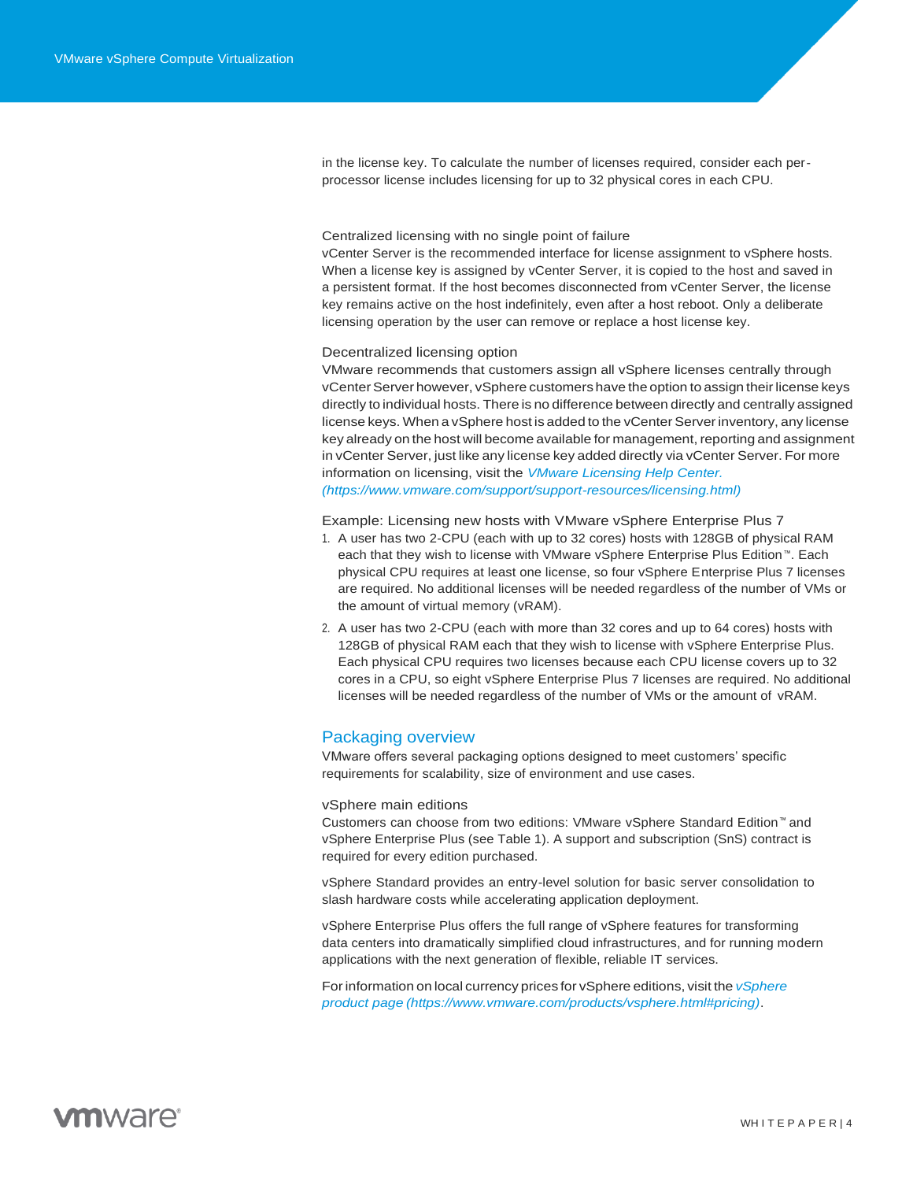in the license key. To calculate the number of licenses required, consider each per-processor license includes licensing for up to 32 physical cores in each CPU.

### Centralized licensing with no single point of failure

vCenter Server is the recommended interface for license assignment to vSphere hosts. When a license key is assigned by vCenter Server, it is copied to the host and saved in a persistent format. If the host becomes disconnected from vCenter Server, the license key remains active on the host indefinitely, even after a host reboot. Only a deliberate licensing operation by the user can remove or replace a host license key.

### Decentralized licensing option

VMware recommends that customers assign all vSphere licenses centrally through vCenter Server however, vSphere customers have the option to assign their license keys directly to individual hosts. There is no difference between directly and centrally assigned license keys. When a vSphere host is added to the vCenter Server inventory, any license key already on the host will become available for management, reporting and assignment in vCenter Server, just like any license key added directly via vCenter Server. For more information on licensing, visit the *VMware Licensing Help Center. (https://www.vmware.com/support/support-resources/licensing.html)*

### Example: Licensing new hosts with VMware vSphere Enterprise Plus 7

1. A user has two 2-CPU (each with up to 32 cores) hosts with 128GB of physical RAM each that they wish to license with VMware vSphere Enterprise Plus Edition™. Each physical CPU requires at least one license, so four vSphere Enterprise Plus 7 licenses are required. No additional licenses will be needed regardless of the number of VMs or the amount of virtual memory (vRAM).
2. A user has two 2-CPU (each with more than 32 cores and up to 64 cores) hosts with 128GB of physical RAM each that they wish to license with vSphere Enterprise Plus. Each physical CPU requires two licenses because each CPU license covers up to 32 cores in a CPU, so eight vSphere Enterprise Plus 7 licenses are required. No additional licenses will be needed regardless of the number of VMs or the amount of vRAM.

## Packaging overview

VMware offers several packaging options designed to meet customers' specific requirements for scalability, size of environment and use cases.

### vSphere main editions

Customers can choose from two editions: VMware vSphere Standard Edition™ and vSphere Enterprise Plus (see Table 1). A support and subscription (SnS) contract is required for every edition purchased.

vSphere Standard provides an entry-level solution for basic server consolidation to slash hardware costs while accelerating application deployment.

vSphere Enterprise Plus offers the full range of vSphere features for transforming data centers into dramatically simplified cloud infrastructures, and for running modern applications with the next generation of flexible, reliable IT services.

For information on local currency prices for vSphere editions, visit the *vSphere product page (https://www.vmware.com/products/vsphere.html#pricing)*.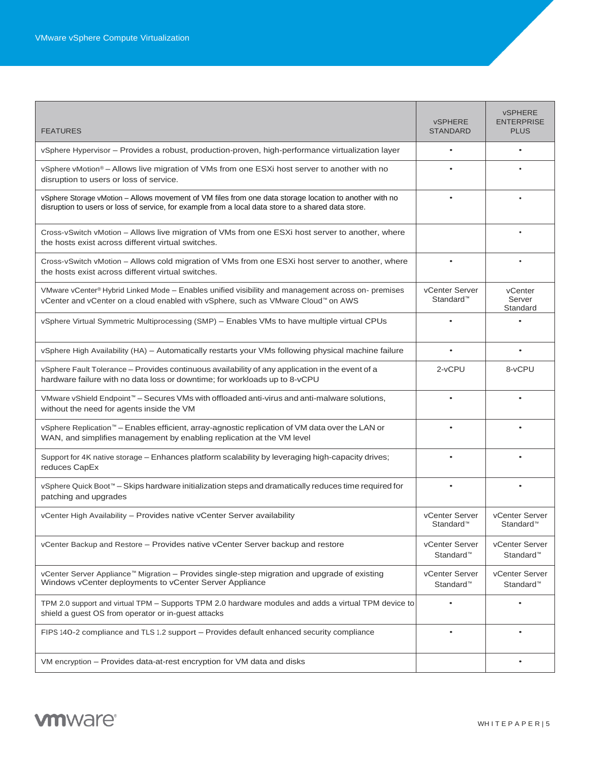| FEATURES | vSPHERE STANDARD | vSPHERE ENTERPRISE PLUS |
|---|---|---|
| vSphere Hypervisor – Provides a robust, production-proven, high-performance virtualization layer | • | • |
| vSphere vMotion® – Allows live migration of VMs from one ESXi host server to another with no disruption to users or loss of service. | • | • |
| vSphere Storage vMotion – Allows movement of VM files from one data storage location to another with no disruption to users or loss of service, for example from a local data store to a shared data store. | • | • |
| Cross-vSwitch vMotion – Allows live migration of VMs from one ESXi host server to another, where the hosts exist across different virtual switches. | | • |
| Cross-vSwitch vMotion – Allows cold migration of VMs from one ESXi host server to another, where the hosts exist across different virtual switches. | • | • |
| VMware vCenter® Hybrid Linked Mode – Enables unified visibility and management across on- premises vCenter and vCenter on a cloud enabled with vSphere, such as VMware Cloud™ on AWS | vCenter Server Standard™ | vCenter Server Standard |
| vSphere Virtual Symmetric Multiprocessing (SMP) – Enables VMs to have multiple virtual CPUs | • | • |
| vSphere High Availability (HA) – Automatically restarts your VMs following physical machine failure | • | • |
| vSphere Fault Tolerance – Provides continuous availability of any application in the event of a hardware failure with no data loss or downtime; for workloads up to 8-vCPU | 2-vCPU | 8-vCPU |
| VMware vShield Endpoint™ – Secures VMs with offloaded anti-virus and anti-malware solutions, without the need for agents inside the VM | • | • |
| vSphere Replication™ – Enables efficient, array-agnostic replication of VM data over the LAN or WAN, and simplifies management by enabling replication at the VM level | • | • |
| Support for 4K native storage – Enhances platform scalability by leveraging high-capacity drives; reduces CapEx | • | • |
| vSphere Quick Boot™ – Skips hardware initialization steps and dramatically reduces time required for patching and upgrades | • | • |
| vCenter High Availability – Provides native vCenter Server availability | vCenter Server Standard™ | vCenter Server Standard™ |
| vCenter Backup and Restore – Provides native vCenter Server backup and restore | vCenter Server Standard™ | vCenter Server Standard™ |
| vCenter Server Appliance™ Migration – Provides single-step migration and upgrade of existing Windows vCenter deployments to vCenter Server Appliance | vCenter Server Standard™ | vCenter Server Standard™ |
| TPM 2.0 support and virtual TPM – Supports TPM 2.0 hardware modules and adds a virtual TPM device to shield a guest OS from operator or in-guest attacks | • | • |
| FIPS 140-2 compliance and TLS 1.2 support – Provides default enhanced security compliance | • | • |
| VM encryption – Provides data-at-rest encryption for VM data and disks | | • |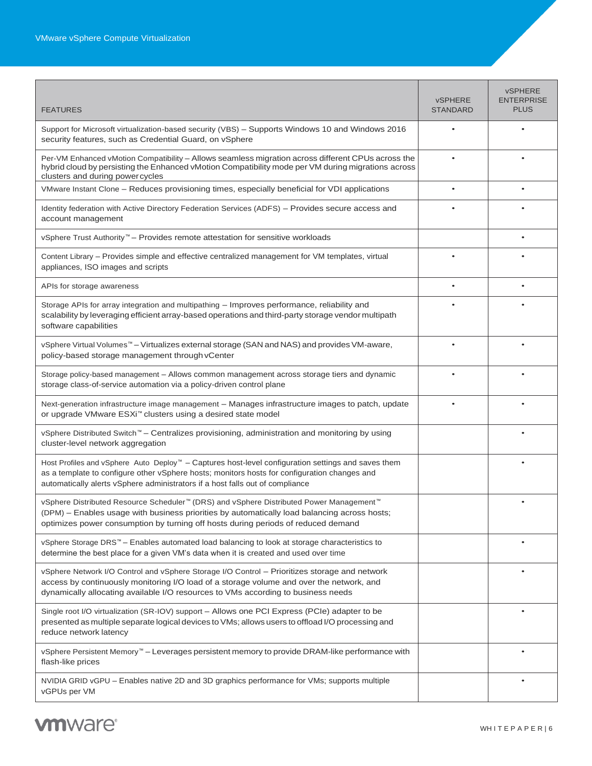| FEATURES | vSPHERE STANDARD | vSPHERE ENTERPRISE PLUS |
|---|---|---|
| Support for Microsoft virtualization-based security (VBS) – Supports Windows 10 and Windows 2016 security features, such as Credential Guard, on vSphere | • | • |
| Per-VM Enhanced vMotion Compatibility – Allows seamless migration across different CPUs across the hybrid cloud by persisting the Enhanced vMotion Compatibility mode per VM during migrations across clusters and during power cycles | • | • |
| VMware Instant Clone – Reduces provisioning times, especially beneficial for VDI applications | • | • |
| Identity federation with Active Directory Federation Services (ADFS) – Provides secure access and account management | • | • |
| vSphere Trust Authority™ – Provides remote attestation for sensitive workloads | | • |
| Content Library – Provides simple and effective centralized management for VM templates, virtual appliances, ISO images and scripts | • | • |
| APIs for storage awareness | • | • |
| Storage APIs for array integration and multipathing – Improves performance, reliability and scalability by leveraging efficient array-based operations and third-party storage vendor multipath software capabilities | • | • |
| vSphere Virtual Volumes™ – Virtualizes external storage (SAN and NAS) and provides VM-aware, policy-based storage management through vCenter | • | • |
| Storage policy-based management – Allows common management across storage tiers and dynamic storage class-of-service automation via a policy-driven control plane | • | • |
| Next-generation infrastructure image management – Manages infrastructure images to patch, update or upgrade VMware ESXi™ clusters using a desired state model | • | • |
| vSphere Distributed Switch™ – Centralizes provisioning, administration and monitoring by using cluster-level network aggregation | | • |
| Host Profiles and vSphere Auto Deploy™ – Captures host-level configuration settings and saves them as a template to configure other vSphere hosts; monitors hosts for configuration changes and automatically alerts vSphere administrators if a host falls out of compliance | | • |
| vSphere Distributed Resource Scheduler™ (DRS) and vSphere Distributed Power Management™ (DPM) – Enables usage with business priorities by automatically load balancing across hosts; optimizes power consumption by turning off hosts during periods of reduced demand | | • |
| vSphere Storage DRS™ – Enables automated load balancing to look at storage characteristics to determine the best place for a given VM's data when it is created and used over time | | • |
| vSphere Network I/O Control and vSphere Storage I/O Control – Prioritizes storage and network access by continuously monitoring I/O load of a storage volume and over the network, and dynamically allocating available I/O resources to VMs according to business needs | | • |
| Single root I/O virtualization (SR-IOV) support – Allows one PCI Express (PCIe) adapter to be presented as multiple separate logical devices to VMs; allows users to offload I/O processing and reduce network latency | | • |
| vSphere Persistent Memory™ – Leverages persistent memory to provide DRAM-like performance with flash-like prices | | • |
| NVIDIA GRID vGPU – Enables native 2D and 3D graphics performance for VMs; supports multiple vGPUs per VM | | • |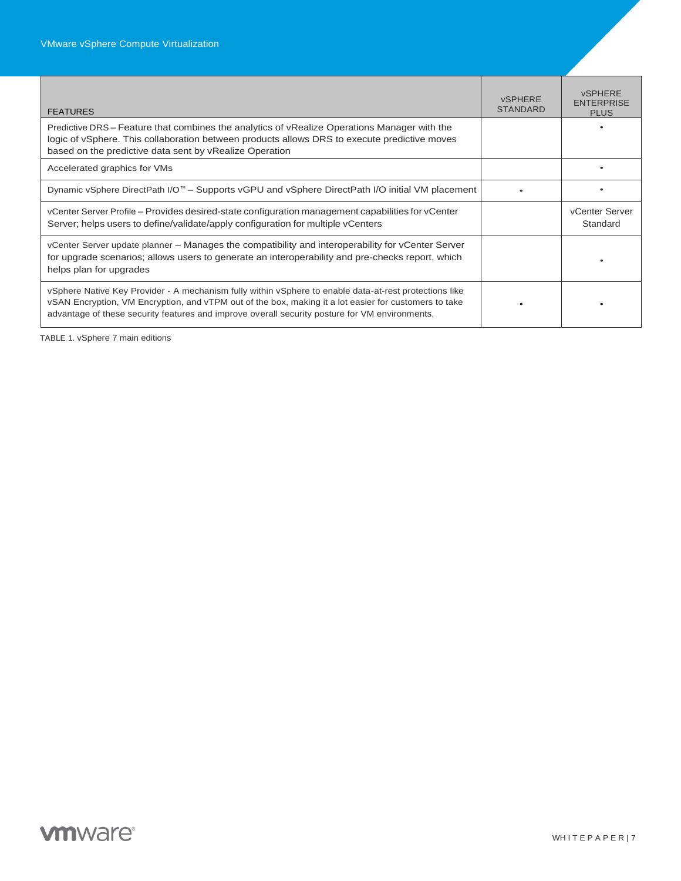| FEATURES | vSPHERE STANDARD | vSPHERE ENTERPRISE PLUS |
|---|---|---|
| Predictive DRS – Feature that combines the analytics of vRealize Operations Manager with the logic of vSphere. This collaboration between products allows DRS to execute predictive moves based on the predictive data sent by vRealize Operation | | • |
| Accelerated graphics for VMs | | • |
| Dynamic vSphere DirectPath I/O™ – Supports vGPU and vSphere DirectPath I/O initial VM placement | • | • |
| vCenter Server Profile – Provides desired-state configuration management capabilities for vCenter Server; helps users to define/validate/apply configuration for multiple vCenters | | vCenter Server Standard |
| vCenter Server update planner – Manages the compatibility and interoperability for vCenter Server for upgrade scenarios; allows users to generate an interoperability and pre-checks report, which helps plan for upgrades | | • |
| vSphere Native Key Provider - A mechanism fully within vSphere to enable data-at-rest protections like vSAN Encryption, VM Encryption, and vTPM out of the box, making it a lot easier for customers to take advantage of these security features and improve overall security posture for VM environments. | • | • |

TABLE 1. vSphere 7 main editions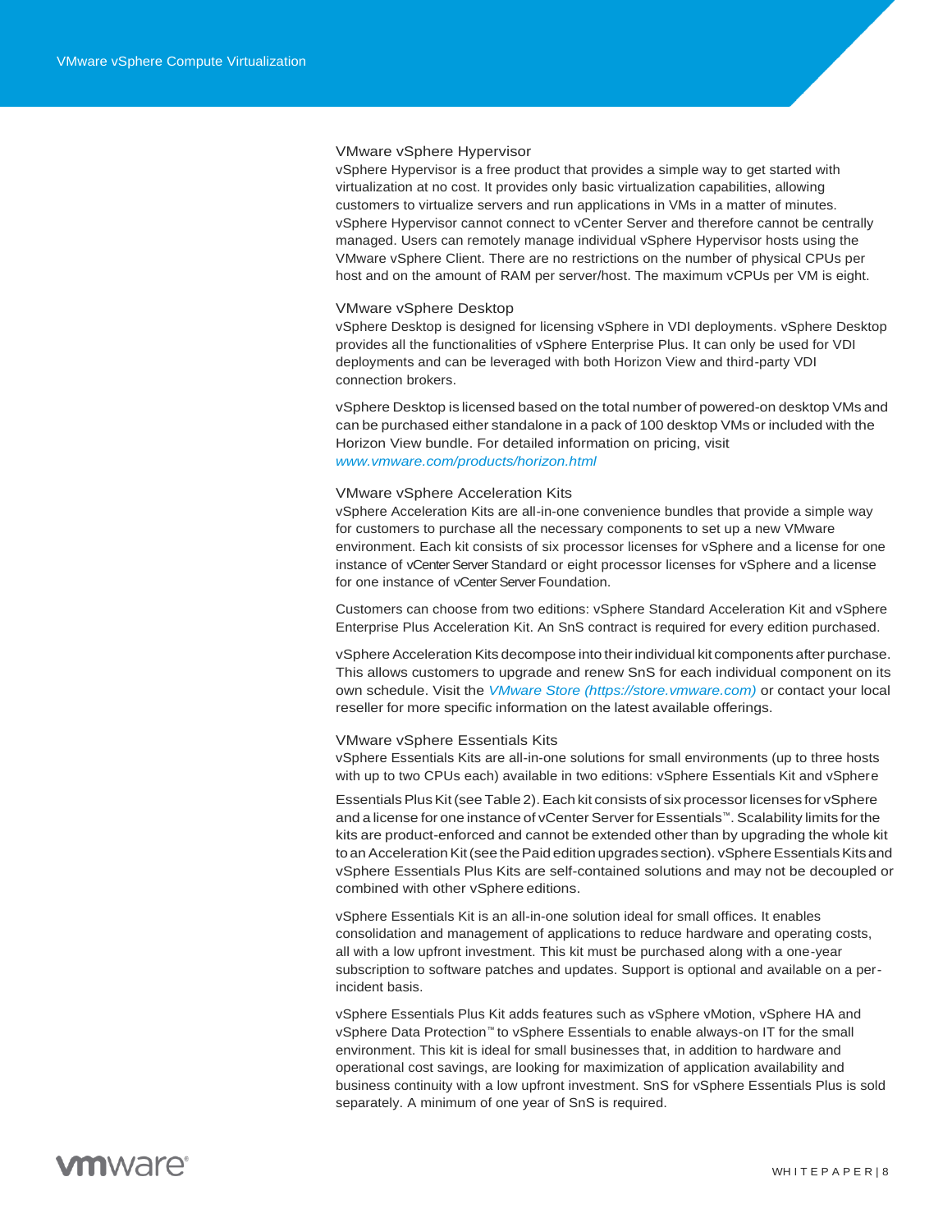### VMware vSphere Hypervisor

vSphere Hypervisor is a free product that provides a simple way to get started with virtualization at no cost. It provides only basic virtualization capabilities, allowing customers to virtualize servers and run applications in VMs in a matter of minutes. vSphere Hypervisor cannot connect to vCenter Server and therefore cannot be centrally managed. Users can remotely manage individual vSphere Hypervisor hosts using the VMware vSphere Client. There are no restrictions on the number of physical CPUs per host and on the amount of RAM per server/host. The maximum vCPUs per VM is eight.

### VMware vSphere Desktop

vSphere Desktop is designed for licensing vSphere in VDI deployments. vSphere Desktop provides all the functionalities of vSphere Enterprise Plus. It can only be used for VDI deployments and can be leveraged with both Horizon View and third-party VDI connection brokers.

vSphere Desktop is licensed based on the total number of powered-on desktop VMs and can be purchased either standalone in a pack of 100 desktop VMs or included with the Horizon View bundle. For detailed information on pricing, visit *www.vmware.com/products/horizon.html*

### VMware vSphere Acceleration Kits

vSphere Acceleration Kits are all-in-one convenience bundles that provide a simple way for customers to purchase all the necessary components to set up a new VMware environment. Each kit consists of six processor licenses for vSphere and a license for one instance of vCenter Server Standard or eight processor licenses for vSphere and a license for one instance of vCenter Server Foundation.

Customers can choose from two editions: vSphere Standard Acceleration Kit and vSphere Enterprise Plus Acceleration Kit. An SnS contract is required for every edition purchased.

vSphere Acceleration Kits decompose into their individual kit components after purchase. This allows customers to upgrade and renew SnS for each individual component on its own schedule. Visit the *VMware Store (https://store.vmware.com)* or contact your local reseller for more specific information on the latest available offerings.

### VMware vSphere Essentials Kits

vSphere Essentials Kits are all-in-one solutions for small environments (up to three hosts with up to two CPUs each) available in two editions: vSphere Essentials Kit and vSphere Essentials Plus Kit (see Table 2). Each kit consists of six processor licenses for vSphere and a license for one instance of vCenter Server for Essentials™. Scalability limits for the kits are product-enforced and cannot be extended other than by upgrading the whole kit to an Acceleration Kit (see the Paid edition upgrades section). vSphere Essentials Kits and vSphere Essentials Plus Kits are self-contained solutions and may not be decoupled or combined with other vSphere editions.

vSphere Essentials Kit is an all-in-one solution ideal for small offices. It enables consolidation and management of applications to reduce hardware and operating costs, all with a low upfront investment. This kit must be purchased along with a one-year subscription to software patches and updates. Support is optional and available on a per-incident basis.

vSphere Essentials Plus Kit adds features such as vSphere vMotion, vSphere HA and vSphere Data Protection™ to vSphere Essentials to enable always-on IT for the small environment. This kit is ideal for small businesses that, in addition to hardware and operational cost savings, are looking for maximization of application availability and business continuity with a low upfront investment. SnS for vSphere Essentials Plus is sold separately. A minimum of one year of SnS is required.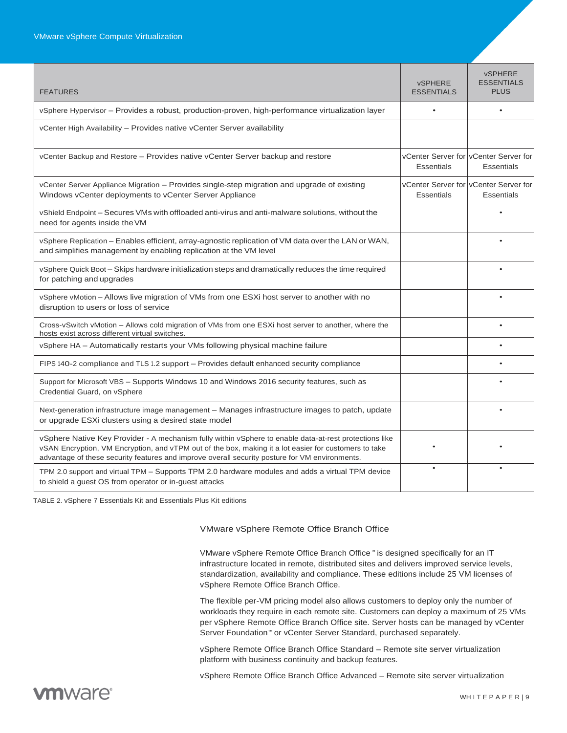| FEATURES | vSPHERE ESSENTIALS | vSPHERE ESSENTIALS PLUS |
|---|---|---|
| vSphere Hypervisor – Provides a robust, production-proven, high-performance virtualization layer | • | • |
| vCenter High Availability – Provides native vCenter Server availability | | |
| vCenter Backup and Restore – Provides native vCenter Server backup and restore | vCenter Server for Essentials | vCenter Server for Essentials |
| vCenter Server Appliance Migration – Provides single-step migration and upgrade of existing Windows vCenter deployments to vCenter Server Appliance | vCenter Server for Essentials | vCenter Server for Essentials |
| vShield Endpoint – Secures VMs with offloaded anti-virus and anti-malware solutions, without the need for agents inside the VM | | • |
| vSphere Replication – Enables efficient, array-agnostic replication of VM data over the LAN or WAN, and simplifies management by enabling replication at the VM level | | • |
| vSphere Quick Boot – Skips hardware initialization steps and dramatically reduces the time required for patching and upgrades | | • |
| vSphere vMotion – Allows live migration of VMs from one ESXi host server to another with no disruption to users or loss of service | | • |
| Cross-vSwitch vMotion – Allows cold migration of VMs from one ESXi host server to another, where the hosts exist across different virtual switches. | | • |
| vSphere HA – Automatically restarts your VMs following physical machine failure | | • |
| FIPS 140-2 compliance and TLS 1.2 support – Provides default enhanced security compliance | | • |
| Support for Microsoft VBS – Supports Windows 10 and Windows 2016 security features, such as Credential Guard, on vSphere | | • |
| Next-generation infrastructure image management – Manages infrastructure images to patch, update or upgrade ESXi clusters using a desired state model | | • |
| vSphere Native Key Provider - A mechanism fully within vSphere to enable data-at-rest protections like vSAN Encryption, VM Encryption, and vTPM out of the box, making it a lot easier for customers to take advantage of these security features and improve overall security posture for VM environments. | • | • |
| TPM 2.0 support and virtual TPM – Supports TPM 2.0 hardware modules and adds a virtual TPM device to shield a guest OS from operator or in-guest attacks | • | • |

TABLE 2. vSphere 7 Essentials Kit and Essentials Plus Kit editions

## VMware vSphere Remote Office Branch Office

VMware vSphere Remote Office Branch Office™ is designed specifically for an IT infrastructure located in remote, distributed sites and delivers improved service levels, standardization, availability and compliance. These editions include 25 VM licenses of vSphere Remote Office Branch Office.

The flexible per-VM pricing model also allows customers to deploy only the number of workloads they require in each remote site. Customers can deploy a maximum of 25 VMs per vSphere Remote Office Branch Office site. Server hosts can be managed by vCenter Server Foundation™ or vCenter Server Standard, purchased separately.

vSphere Remote Office Branch Office Standard – Remote site server virtualization platform with business continuity and backup features.

vSphere Remote Office Branch Office Advanced – Remote site server virtualization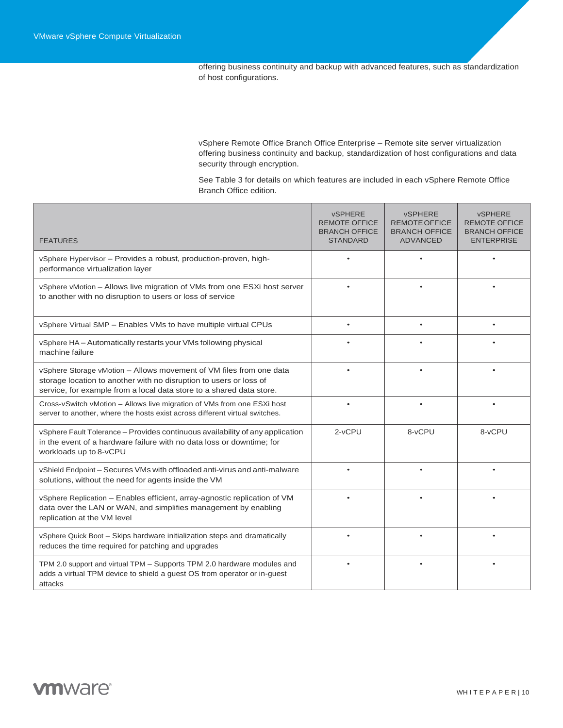offering business continuity and backup with advanced features, such as standardization of host configurations.

vSphere Remote Office Branch Office Enterprise – Remote site server virtualization offering business continuity and backup, standardization of host configurations and data security through encryption.

See Table 3 for details on which features are included in each vSphere Remote Office Branch Office edition.

| FEATURES | vSPHERE REMOTE OFFICE BRANCH OFFICE STANDARD | vSPHERE REMOTE OFFICE BRANCH OFFICE ADVANCED | vSPHERE REMOTE OFFICE BRANCH OFFICE ENTERPRISE |
|---|---|---|---|
| vSphere Hypervisor – Provides a robust, production-proven, high-performance virtualization layer | • | • | • |
| vSphere vMotion – Allows live migration of VMs from one ESXi host server to another with no disruption to users or loss of service | • | • | • |
| vSphere Virtual SMP – Enables VMs to have multiple virtual CPUs | • | • | • |
| vSphere HA – Automatically restarts your VMs following physical machine failure | • | • | • |
| vSphere Storage vMotion – Allows movement of VM files from one data storage location to another with no disruption to users or loss of service, for example from a local data store to a shared data store. | • | • | • |
| Cross-vSwitch vMotion – Allows live migration of VMs from one ESXi host server to another, where the hosts exist across different virtual switches. | • | • | • |
| vSphere Fault Tolerance – Provides continuous availability of any application in the event of a hardware failure with no data loss or downtime; for workloads up to 8-vCPU | 2-vCPU | 8-vCPU | 8-vCPU |
| vShield Endpoint – Secures VMs with offloaded anti-virus and anti-malware solutions, without the need for agents inside the VM | • | • | • |
| vSphere Replication – Enables efficient, array-agnostic replication of VM data over the LAN or WAN, and simplifies management by enabling replication at the VM level | • | • | • |
| vSphere Quick Boot – Skips hardware initialization steps and dramatically reduces the time required for patching and upgrades | • | • | • |
| TPM 2.0 support and virtual TPM – Supports TPM 2.0 hardware modules and adds a virtual TPM device to shield a guest OS from operator or in-guest attacks | • | • | • |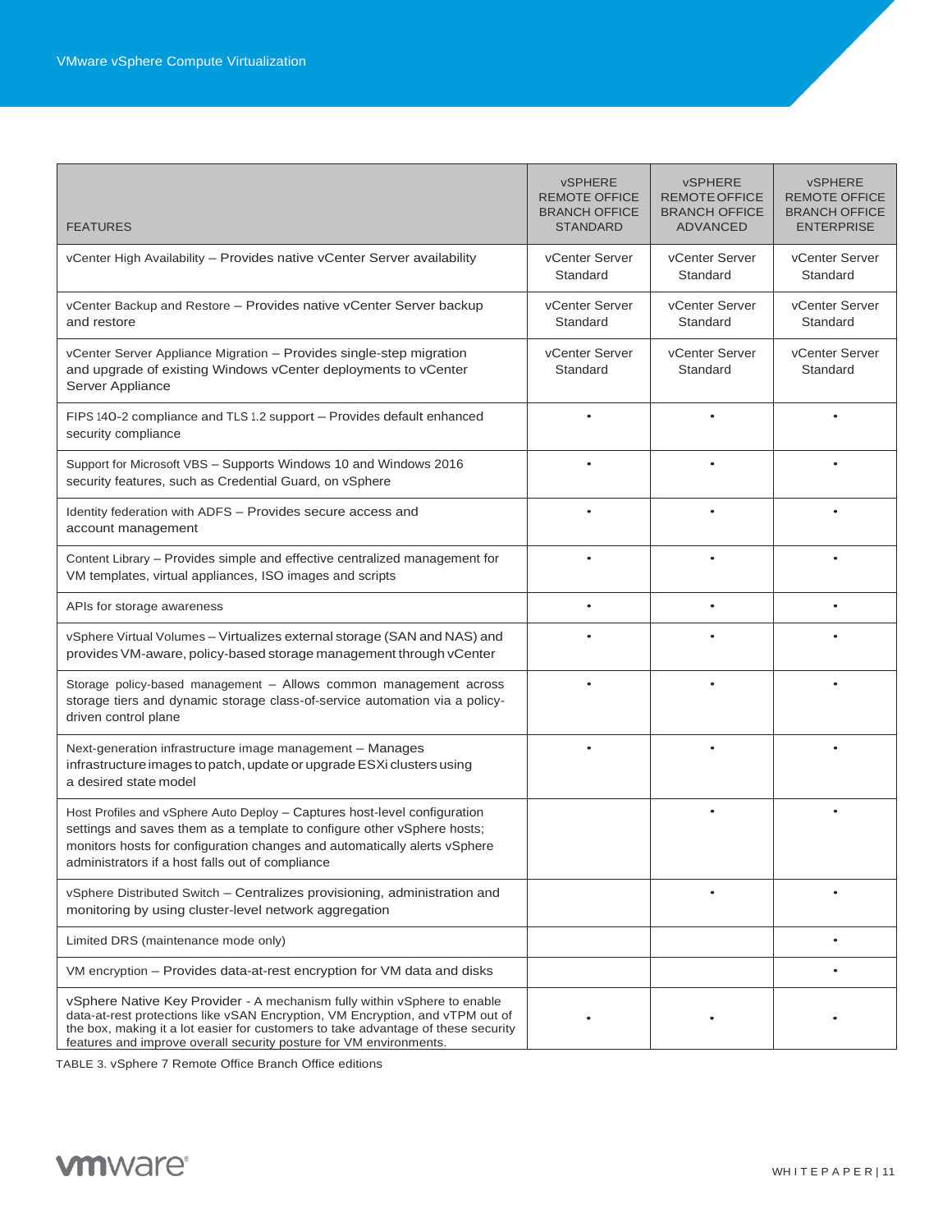| FEATURES | vSPHERE REMOTE OFFICE BRANCH OFFICE STANDARD | vSPHERE REMOTE OFFICE BRANCH OFFICE ADVANCED | vSPHERE REMOTE OFFICE BRANCH OFFICE ENTERPRISE |
|---|---|---|---|
| vCenter High Availability – Provides native vCenter Server availability | vCenter Server Standard | vCenter Server Standard | vCenter Server Standard |
| vCenter Backup and Restore – Provides native vCenter Server backup and restore | vCenter Server Standard | vCenter Server Standard | vCenter Server Standard |
| vCenter Server Appliance Migration – Provides single-step migration and upgrade of existing Windows vCenter deployments to vCenter Server Appliance | vCenter Server Standard | vCenter Server Standard | vCenter Server Standard |
| FIPS 140-2 compliance and TLS 1.2 support – Provides default enhanced security compliance | • | • | • |
| Support for Microsoft VBS – Supports Windows 10 and Windows 2016 security features, such as Credential Guard, on vSphere | • | • | • |
| Identity federation with ADFS – Provides secure access and account management | • | • | • |
| Content Library – Provides simple and effective centralized management for VM templates, virtual appliances, ISO images and scripts | • | • | • |
| APIs for storage awareness | • | • | • |
| vSphere Virtual Volumes – Virtualizes external storage (SAN and NAS) and provides VM-aware, policy-based storage management through vCenter | • | • | • |
| Storage policy-based management – Allows common management across storage tiers and dynamic storage class-of-service automation via a policy-driven control plane | • | • | • |
| Next-generation infrastructure image management – Manages infrastructure images to patch, update or upgrade ESXi clusters using a desired state model | • | • | • |
| Host Profiles and vSphere Auto Deploy – Captures host-level configuration settings and saves them as a template to configure other vSphere hosts; monitors hosts for configuration changes and automatically alerts vSphere administrators if a host falls out of compliance | | • | • |
| vSphere Distributed Switch – Centralizes provisioning, administration and monitoring by using cluster-level network aggregation | | • | • |
| Limited DRS (maintenance mode only) | | | • |
| VM encryption – Provides data-at-rest encryption for VM data and disks | | | • |
| vSphere Native Key Provider - A mechanism fully within vSphere to enable data-at-rest protections like vSAN Encryption, VM Encryption, and vTPM out of the box, making it a lot easier for customers to take advantage of these security features and improve overall security posture for VM environments. | • | • | • |

TABLE 3. vSphere 7 Remote Office Branch Office editions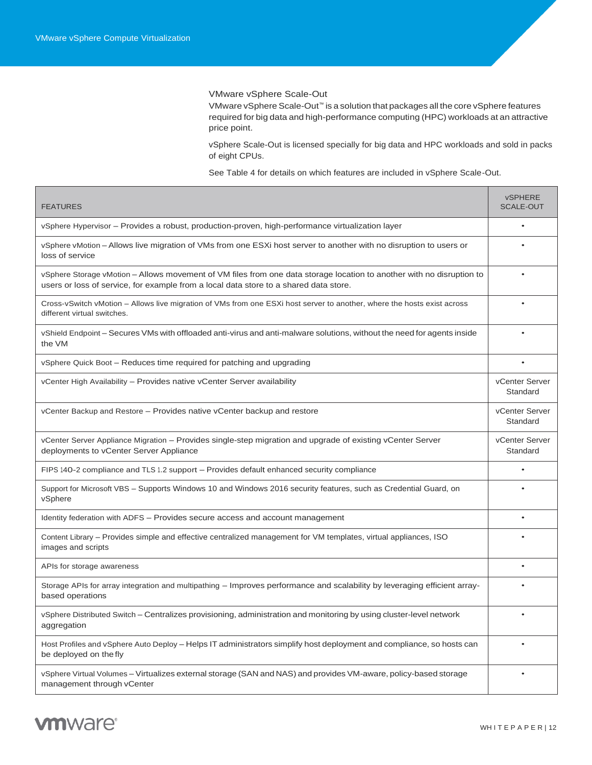### VMware vSphere Scale-Out

VMware vSphere Scale-Out™ is a solution that packages all the core vSphere features required for big data and high-performance computing (HPC) workloads at an attractive price point.

vSphere Scale-Out is licensed specially for big data and HPC workloads and sold in packs of eight CPUs.

See Table 4 for details on which features are included in vSphere Scale-Out.

| FEATURES | vSPHERE SCALE-OUT |
|---|---|
| vSphere Hypervisor – Provides a robust, production-proven, high-performance virtualization layer | • |
| vSphere vMotion – Allows live migration of VMs from one ESXi host server to another with no disruption to users or loss of service | • |
| vSphere Storage vMotion – Allows movement of VM files from one data storage location to another with no disruption to users or loss of service, for example from a local data store to a shared data store. | • |
| Cross-vSwitch vMotion – Allows live migration of VMs from one ESXi host server to another, where the hosts exist across different virtual switches. | • |
| vShield Endpoint – Secures VMs with offloaded anti-virus and anti-malware solutions, without the need for agents inside the VM | • |
| vSphere Quick Boot – Reduces time required for patching and upgrading | • |
| vCenter High Availability – Provides native vCenter Server availability | vCenter Server Standard |
| vCenter Backup and Restore – Provides native vCenter backup and restore | vCenter Server Standard |
| vCenter Server Appliance Migration – Provides single-step migration and upgrade of existing vCenter Server deployments to vCenter Server Appliance | vCenter Server Standard |
| FIPS 140-2 compliance and TLS 1.2 support – Provides default enhanced security compliance | • |
| Support for Microsoft VBS – Supports Windows 10 and Windows 2016 security features, such as Credential Guard, on vSphere | • |
| Identity federation with ADFS – Provides secure access and account management | • |
| Content Library – Provides simple and effective centralized management for VM templates, virtual appliances, ISO images and scripts | • |
| APIs for storage awareness | • |
| Storage APIs for array integration and multipathing – Improves performance and scalability by leveraging efficient array-based operations | • |
| vSphere Distributed Switch – Centralizes provisioning, administration and monitoring by using cluster-level network aggregation | • |
| Host Profiles and vSphere Auto Deploy – Helps IT administrators simplify host deployment and compliance, so hosts can be deployed on the fly | • |
| vSphere Virtual Volumes – Virtualizes external storage (SAN and NAS) and provides VM-aware, policy-based storage management through vCenter | • |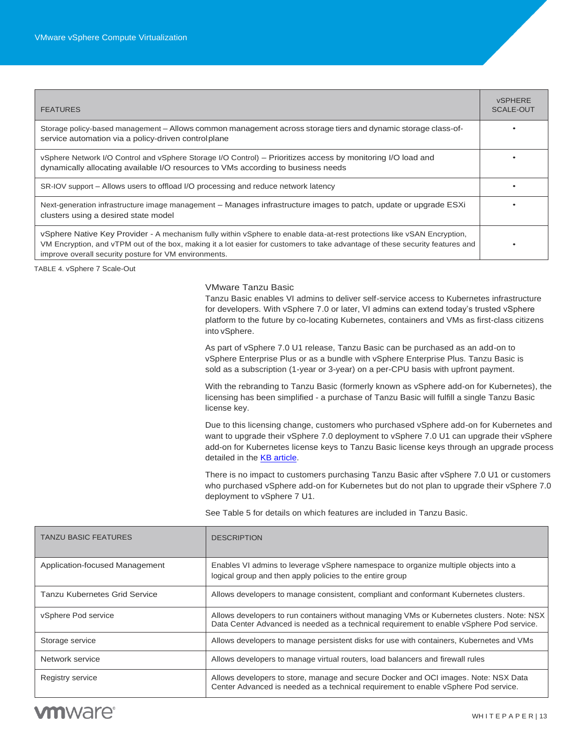| FEATURES | vSPHERE SCALE-OUT |
|---|---|
| Storage policy-based management – Allows common management across storage tiers and dynamic storage class-of-service automation via a policy-driven control plane | • |
| vSphere Network I/O Control and vSphere Storage I/O Control) – Prioritizes access by monitoring I/O load and dynamically allocating available I/O resources to VMs according to business needs | • |
| SR-IOV support – Allows users to offload I/O processing and reduce network latency | • |
| Next-generation infrastructure image management – Manages infrastructure images to patch, update or upgrade ESXi clusters using a desired state model | • |
| vSphere Native Key Provider - A mechanism fully within vSphere to enable data-at-rest protections like vSAN Encryption, VM Encryption, and vTPM out of the box, making it a lot easier for customers to take advantage of these security features and improve overall security posture for VM environments. | • |

TABLE 4. vSphere 7 Scale-Out

### VMware Tanzu Basic

Tanzu Basic enables VI admins to deliver self-service access to Kubernetes infrastructure for developers. With vSphere 7.0 or later, VI admins can extend today's trusted vSphere platform to the future by co-locating Kubernetes, containers and VMs as first-class citizens into vSphere.

As part of vSphere 7.0 U1 release, Tanzu Basic can be purchased as an add-on to vSphere Enterprise Plus or as a bundle with vSphere Enterprise Plus. Tanzu Basic is sold as a subscription (1-year or 3-year) on a per-CPU basis with upfront payment.

With the rebranding to Tanzu Basic (formerly known as vSphere add-on for Kubernetes), the licensing has been simplified - a purchase of Tanzu Basic will fulfill a single Tanzu Basic license key.

Due to this licensing change, customers who purchased vSphere add-on for Kubernetes and want to upgrade their vSphere 7.0 deployment to vSphere 7.0 U1 can upgrade their vSphere add-on for Kubernetes license keys to Tanzu Basic license keys through an upgrade process detailed in the KB article.

There is no impact to customers purchasing Tanzu Basic after vSphere 7.0 U1 or customers who purchased vSphere add-on for Kubernetes but do not plan to upgrade their vSphere 7.0 deployment to vSphere 7 U1.

See Table 5 for details on which features are included in Tanzu Basic.

| TANZU BASIC FEATURES | DESCRIPTION |
|---|---|
| Application-focused Management | Enables VI admins to leverage vSphere namespace to organize multiple objects into a logical group and then apply policies to the entire group |
| Tanzu Kubernetes Grid Service | Allows developers to manage consistent, compliant and conformant Kubernetes clusters. |
| vSphere Pod service | Allows developers to run containers without managing VMs or Kubernetes clusters. Note: NSX Data Center Advanced is needed as a technical requirement to enable vSphere Pod service. |
| Storage service | Allows developers to manage persistent disks for use with containers, Kubernetes and VMs |
| Network service | Allows developers to manage virtual routers, load balancers and firewall rules |
| Registry service | Allows developers to store, manage and secure Docker and OCI images. Note: NSX Data Center Advanced is needed as a technical requirement to enable vSphere Pod service. |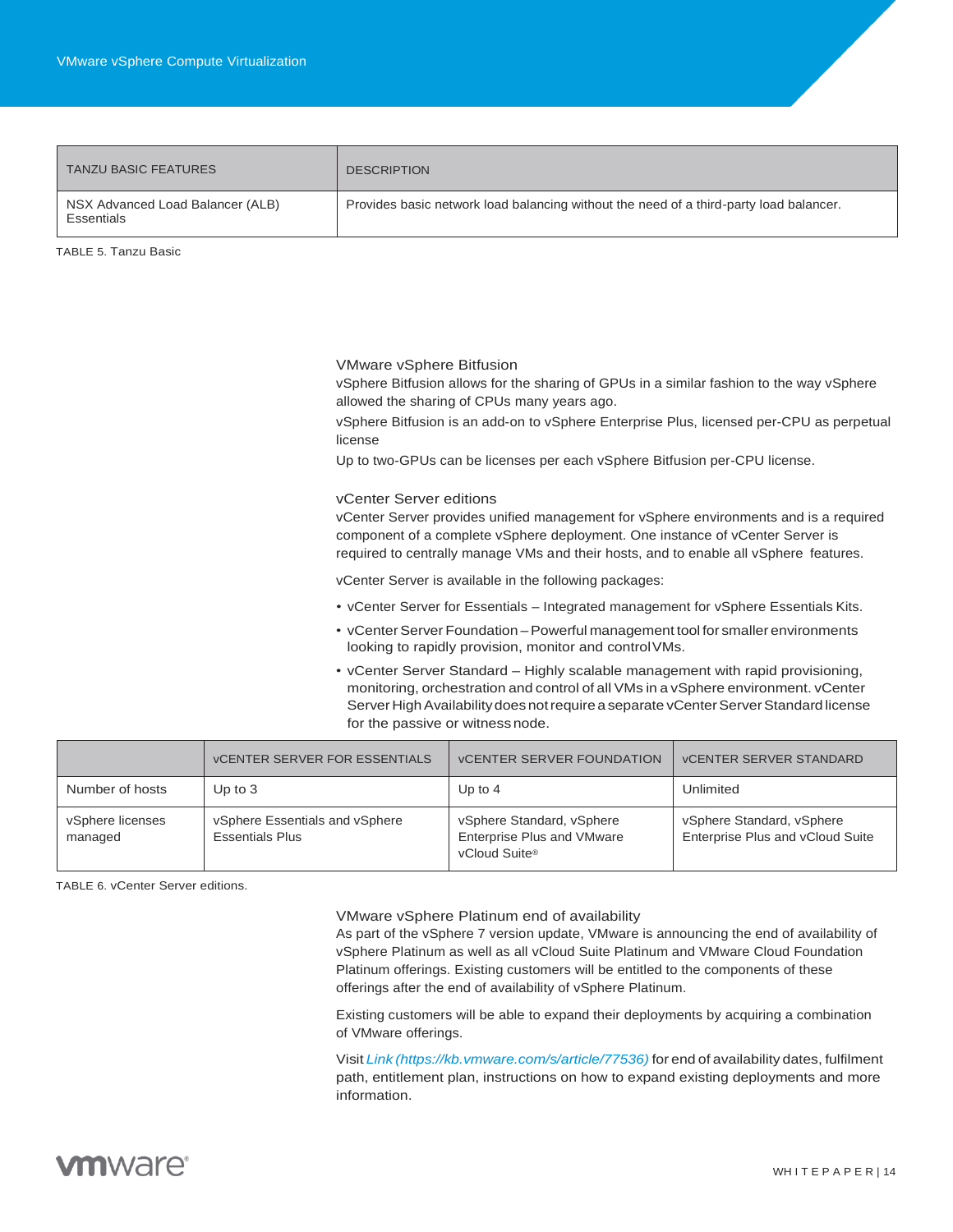| TANZU BASIC FEATURES | DESCRIPTION |
| --- | --- |
| NSX Advanced Load Balancer (ALB) Essentials | Provides basic network load balancing without the need of a third-party load balancer. |

TABLE 5. Tanzu Basic

### VMware vSphere Bitfusion

vSphere Bitfusion allows for the sharing of GPUs in a similar fashion to the way vSphere allowed the sharing of CPUs many years ago.

vSphere Bitfusion is an add-on to vSphere Enterprise Plus, licensed per-CPU as perpetual license

Up to two-GPUs can be licenses per each vSphere Bitfusion per-CPU license.

### vCenter Server editions

vCenter Server provides unified management for vSphere environments and is a required component of a complete vSphere deployment. One instance of vCenter Server is required to centrally manage VMs and their hosts, and to enable all vSphere features.

vCenter Server is available in the following packages:

- vCenter Server for Essentials – Integrated management for vSphere Essentials Kits.
- vCenter Server Foundation – Powerful management tool for smaller environments looking to rapidly provision, monitor and control VMs.
- vCenter Server Standard – Highly scalable management with rapid provisioning, monitoring, orchestration and control of all VMs in a vSphere environment. vCenter Server High Availability does not require a separate vCenter Server Standard license for the passive or witness node.

| | vCENTER SERVER FOR ESSENTIALS | vCENTER SERVER FOUNDATION | vCENTER SERVER STANDARD |
| --- | --- | --- | --- |
| Number of hosts | Up to 3 | Up to 4 | Unlimited |
| vSphere licenses managed | vSphere Essentials and vSphere Essentials Plus | vSphere Standard, vSphere Enterprise Plus and VMware vCloud Suite® | vSphere Standard, vSphere Enterprise Plus and vCloud Suite |

TABLE 6. vCenter Server editions.

### VMware vSphere Platinum end of availability

As part of the vSphere 7 version update, VMware is announcing the end of availability of vSphere Platinum as well as all vCloud Suite Platinum and VMware Cloud Foundation Platinum offerings. Existing customers will be entitled to the components of these offerings after the end of availability of vSphere Platinum.

Existing customers will be able to expand their deployments by acquiring a combination of VMware offerings.

Visit *Link (https://kb.vmware.com/s/article/77536)* for end of availability dates, fulfilment path, entitlement plan, instructions on how to expand existing deployments and more information.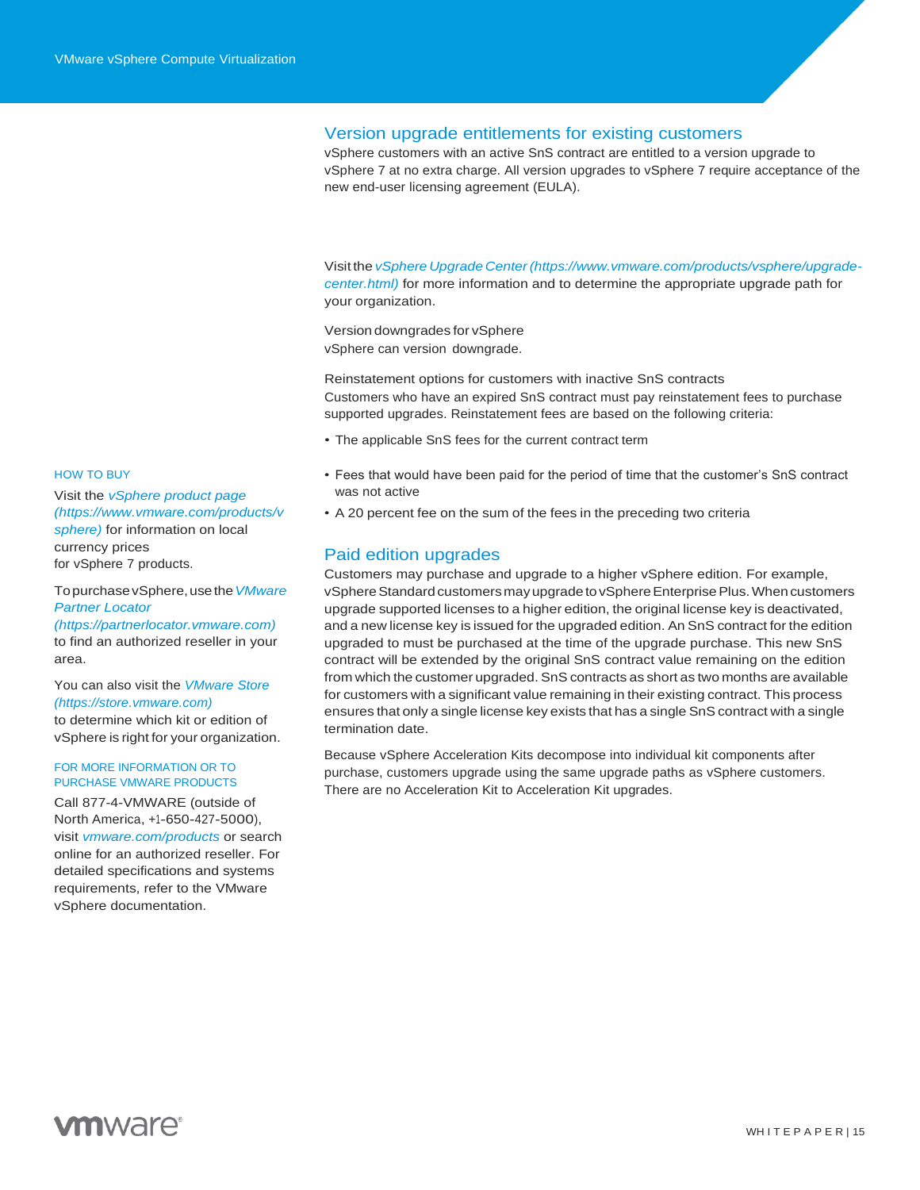## Version upgrade entitlements for existing customers

vSphere customers with an active SnS contract are entitled to a version upgrade to vSphere 7 at no extra charge. All version upgrades to vSphere 7 require acceptance of the new end-user licensing agreement (EULA).

Visit the *vSphere Upgrade Center (https://www.vmware.com/products/vsphere/upgrade-center.html)* for more information and to determine the appropriate upgrade path for your organization.

Version downgrades for vSphere
vSphere can version downgrade.

Reinstatement options for customers with inactive SnS contracts
Customers who have an expired SnS contract must pay reinstatement fees to purchase supported upgrades. Reinstatement fees are based on the following criteria:

- The applicable SnS fees for the current contract term
- Fees that would have been paid for the period of time that the customer's SnS contract was not active
- A 20 percent fee on the sum of the fees in the preceding two criteria

## Paid edition upgrades

Customers may purchase and upgrade to a higher vSphere edition. For example, vSphere Standard customers may upgrade to vSphere Enterprise Plus. When customers upgrade supported licenses to a higher edition, the original license key is deactivated, and a new license key is issued for the upgraded edition. An SnS contract for the edition upgraded to must be purchased at the time of the upgrade purchase. This new SnS contract will be extended by the original SnS contract value remaining on the edition from which the customer upgraded. SnS contracts as short as two months are available for customers with a significant value remaining in their existing contract. This process ensures that only a single license key exists that has a single SnS contract with a single termination date.

Because vSphere Acceleration Kits decompose into individual kit components after purchase, customers upgrade using the same upgrade paths as vSphere customers. There are no Acceleration Kit to Acceleration Kit upgrades.

HOW TO BUY

Visit the *vSphere product page (https://www.vmware.com/products/vsphere)* for information on local currency prices for vSphere 7 products.

To purchase vSphere, use the *VMware Partner Locator (https://partnerlocator.vmware.com)* to find an authorized reseller in your area.

You can also visit the *VMware Store (https://store.vmware.com)* to determine which kit or edition of vSphere is right for your organization.

FOR MORE INFORMATION OR TO PURCHASE VMWARE PRODUCTS

Call 877-4-VMWARE (outside of North America, +1-650-427-5000), visit *vmware.com/products* or search online for an authorized reseller. For detailed specifications and systems requirements, refer to the VMware vSphere documentation.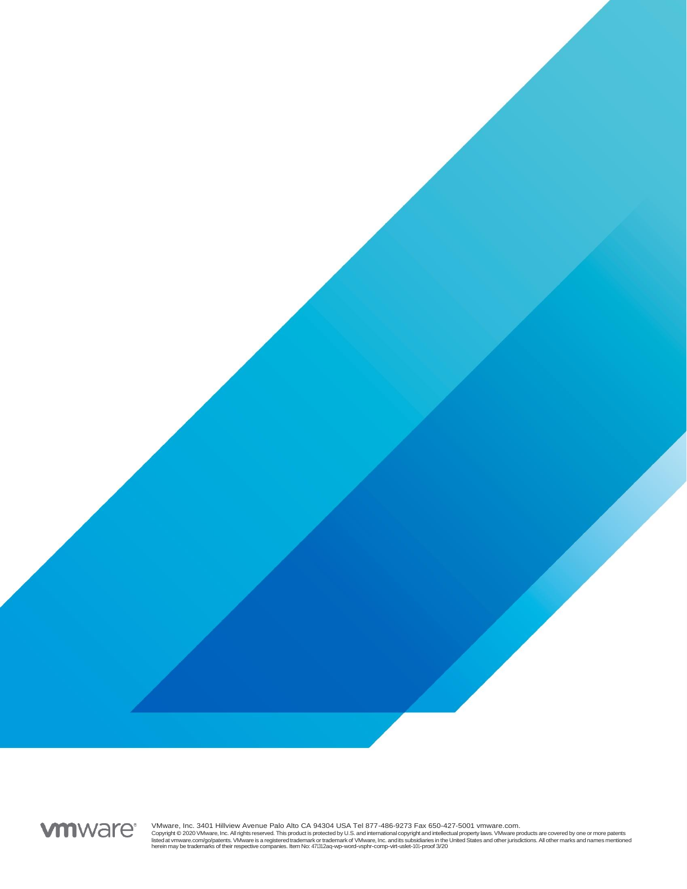vmware®

VMware, Inc. 3401 Hillview Avenue Palo Alto CA 94304 USA Tel 877-486-9273 Fax 650-427-5001 vmware.com.
Copyright © 2020 VMware, Inc. All rights reserved. This product is protected by U.S. and international copyright and intellectual property laws. VMware products are covered by one or more patents listed at vmware.com/go/patents. VMware is a registered trademark or trademark of VMware, Inc. and its subsidiaries in the United States and other jurisdictions. All other marks and names mentioned herein may be trademarks of their respective companies. Item No: 471312aq-wp-word-vsphr-comp-virt-uslet-101-proof 3/20